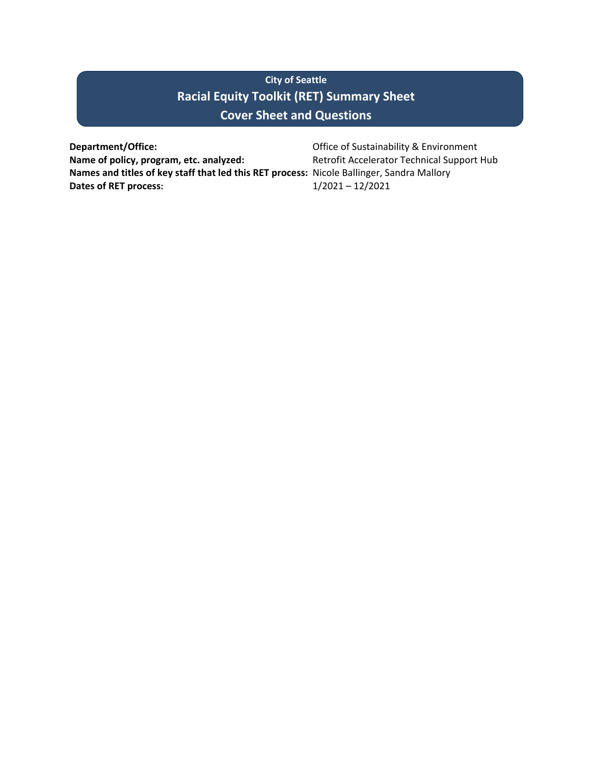# City of Seattle

## Racial Equity Toolkit (RET) Summary Sheet

## Cover Sheet and Questions

**Department/Office:** Office of Sustainability & Environment
**Name of policy, program, etc. analyzed:** Retrofit Accelerator Technical Support Hub
**Names and titles of key staff that led this RET process:** Nicole Ballinger, Sandra Mallory
**Dates of RET process:** 1/2021 – 12/2021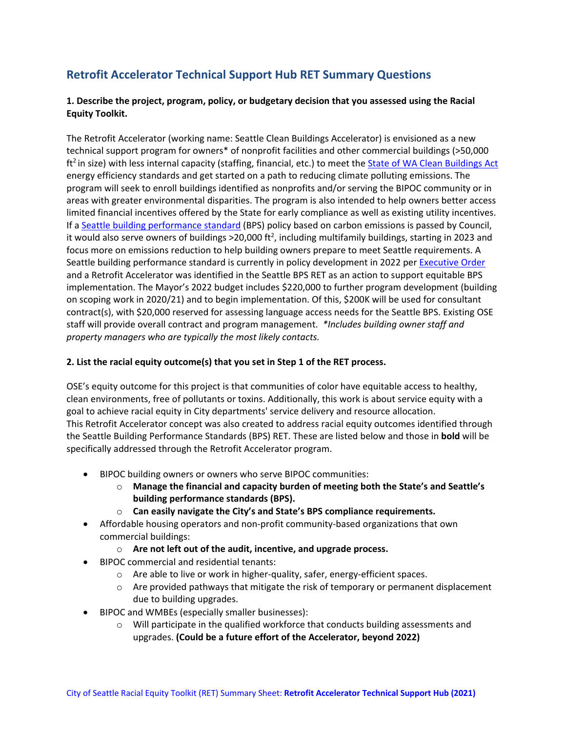## Retrofit Accelerator Technical Support Hub RET Summary Questions

**1. Describe the project, program, policy, or budgetary decision that you assessed using the Racial Equity Toolkit.**

The Retrofit Accelerator (working name: Seattle Clean Buildings Accelerator) is envisioned as a new technical support program for owners* of nonprofit facilities and other commercial buildings (>50,000 ft$^2$ in size) with less internal capacity (staffing, financial, etc.) to meet the [State of WA Clean Buildings Act](#) energy efficiency standards and get started on a path to reducing climate polluting emissions. The program will seek to enroll buildings identified as nonprofits and/or serving the BIPOC community or in areas with greater environmental disparities. The program is also intended to help owners better access limited financial incentives offered by the State for early compliance as well as existing utility incentives. If a [Seattle building performance standard](#) (BPS) policy based on carbon emissions is passed by Council, it would also serve owners of buildings >20,000 ft$^2$, including multifamily buildings, starting in 2023 and focus more on emissions reduction to help building owners prepare to meet Seattle requirements. A Seattle building performance standard is currently in policy development in 2022 per [Executive Order](#) and a Retrofit Accelerator was identified in the Seattle BPS RET as an action to support equitable BPS implementation. The Mayor's 2022 budget includes $220,000 to further program development (building on scoping work in 2020/21) and to begin implementation. Of this, $200K will be used for consultant contract(s), with $20,000 reserved for assessing language access needs for the Seattle BPS. Existing OSE staff will provide overall contract and program management. *\*Includes building owner staff and property managers who are typically the most likely contacts.*

**2. List the racial equity outcome(s) that you set in Step 1 of the RET process.**

OSE's equity outcome for this project is that communities of color have equitable access to healthy, clean environments, free of pollutants or toxins. Additionally, this work is about service equity with a goal to achieve racial equity in City departments' service delivery and resource allocation.
This Retrofit Accelerator concept was also created to address racial equity outcomes identified through the Seattle Building Performance Standards (BPS) RET. These are listed below and those in **bold** will be specifically addressed through the Retrofit Accelerator program.

- BIPOC building owners or owners who serve BIPOC communities:
  - **Manage the financial and capacity burden of meeting both the State's and Seattle's building performance standards (BPS).**
  - **Can easily navigate the City's and State's BPS compliance requirements.**
- Affordable housing operators and non-profit community-based organizations that own commercial buildings:
  - **Are not left out of the audit, incentive, and upgrade process.**
- BIPOC commercial and residential tenants:
  - Are able to live or work in higher-quality, safer, energy-efficient spaces.
  - Are provided pathways that mitigate the risk of temporary or permanent displacement due to building upgrades.
- BIPOC and WMBEs (especially smaller businesses):
  - Will participate in the qualified workforce that conducts building assessments and upgrades. **(Could be a future effort of the Accelerator, beyond 2022)**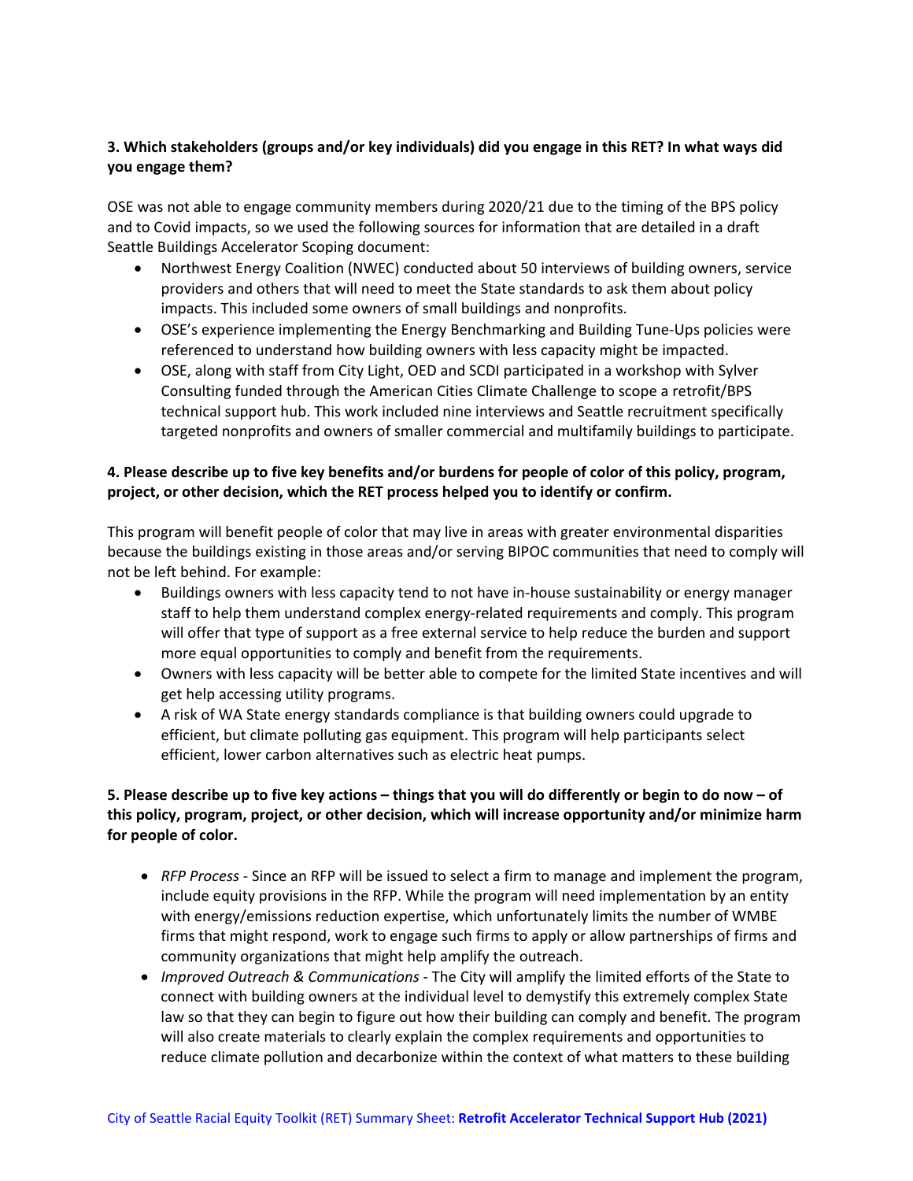**3. Which stakeholders (groups and/or key individuals) did you engage in this RET? In what ways did you engage them?**

OSE was not able to engage community members during 2020/21 due to the timing of the BPS policy and to Covid impacts, so we used the following sources for information that are detailed in a draft Seattle Buildings Accelerator Scoping document:

- Northwest Energy Coalition (NWEC) conducted about 50 interviews of building owners, service providers and others that will need to meet the State standards to ask them about policy impacts. This included some owners of small buildings and nonprofits.
- OSE's experience implementing the Energy Benchmarking and Building Tune-Ups policies were referenced to understand how building owners with less capacity might be impacted.
- OSE, along with staff from City Light, OED and SCDI participated in a workshop with Sylver Consulting funded through the American Cities Climate Challenge to scope a retrofit/BPS technical support hub. This work included nine interviews and Seattle recruitment specifically targeted nonprofits and owners of smaller commercial and multifamily buildings to participate.

**4. Please describe up to five key benefits and/or burdens for people of color of this policy, program, project, or other decision, which the RET process helped you to identify or confirm.**

This program will benefit people of color that may live in areas with greater environmental disparities because the buildings existing in those areas and/or serving BIPOC communities that need to comply will not be left behind. For example:

- Buildings owners with less capacity tend to not have in-house sustainability or energy manager staff to help them understand complex energy-related requirements and comply. This program will offer that type of support as a free external service to help reduce the burden and support more equal opportunities to comply and benefit from the requirements.
- Owners with less capacity will be better able to compete for the limited State incentives and will get help accessing utility programs.
- A risk of WA State energy standards compliance is that building owners could upgrade to efficient, but climate polluting gas equipment. This program will help participants select efficient, lower carbon alternatives such as electric heat pumps.

**5. Please describe up to five key actions – things that you will do differently or begin to do now – of this policy, program, project, or other decision, which will increase opportunity and/or minimize harm for people of color.**

- *RFP Process* - Since an RFP will be issued to select a firm to manage and implement the program, include equity provisions in the RFP. While the program will need implementation by an entity with energy/emissions reduction expertise, which unfortunately limits the number of WMBE firms that might respond, work to engage such firms to apply or allow partnerships of firms and community organizations that might help amplify the outreach.
- *Improved Outreach & Communications* - The City will amplify the limited efforts of the State to connect with building owners at the individual level to demystify this extremely complex State law so that they can begin to figure out how their building can comply and benefit. The program will also create materials to clearly explain the complex requirements and opportunities to reduce climate pollution and decarbonize within the context of what matters to these building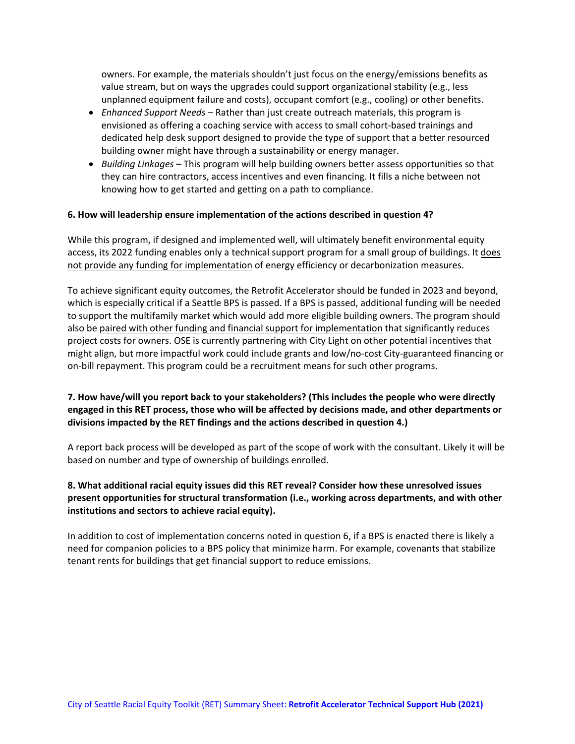owners. For example, the materials shouldn't just focus on the energy/emissions benefits as value stream, but on ways the upgrades could support organizational stability (e.g., less unplanned equipment failure and costs), occupant comfort (e.g., cooling) or other benefits.

- *Enhanced Support Needs* – Rather than just create outreach materials, this program is envisioned as offering a coaching service with access to small cohort-based trainings and dedicated help desk support designed to provide the type of support that a better resourced building owner might have through a sustainability or energy manager.
- *Building Linkages* – This program will help building owners better assess opportunities so that they can hire contractors, access incentives and even financing. It fills a niche between not knowing how to get started and getting on a path to compliance.

**6. How will leadership ensure implementation of the actions described in question 4?**

While this program, if designed and implemented well, will ultimately benefit environmental equity access, its 2022 funding enables only a technical support program for a small group of buildings. It <u>does not provide any funding for implementation</u> of energy efficiency or decarbonization measures.

To achieve significant equity outcomes, the Retrofit Accelerator should be funded in 2023 and beyond, which is especially critical if a Seattle BPS is passed. If a BPS is passed, additional funding will be needed to support the multifamily market which would add more eligible building owners. The program should also be <u>paired with other funding and financial support for implementation</u> that significantly reduces project costs for owners. OSE is currently partnering with City Light on other potential incentives that might align, but more impactful work could include grants and low/no-cost City-guaranteed financing or on-bill repayment. This program could be a recruitment means for such other programs.

**7. How have/will you report back to your stakeholders? (This includes the people who were directly engaged in this RET process, those who will be affected by decisions made, and other departments or divisions impacted by the RET findings and the actions described in question 4.)**

A report back process will be developed as part of the scope of work with the consultant. Likely it will be based on number and type of ownership of buildings enrolled.

**8. What additional racial equity issues did this RET reveal? Consider how these unresolved issues present opportunities for structural transformation (i.e., working across departments, and with other institutions and sectors to achieve racial equity).**

In addition to cost of implementation concerns noted in question 6, if a BPS is enacted there is likely a need for companion policies to a BPS policy that minimize harm. For example, covenants that stabilize tenant rents for buildings that get financial support to reduce emissions.